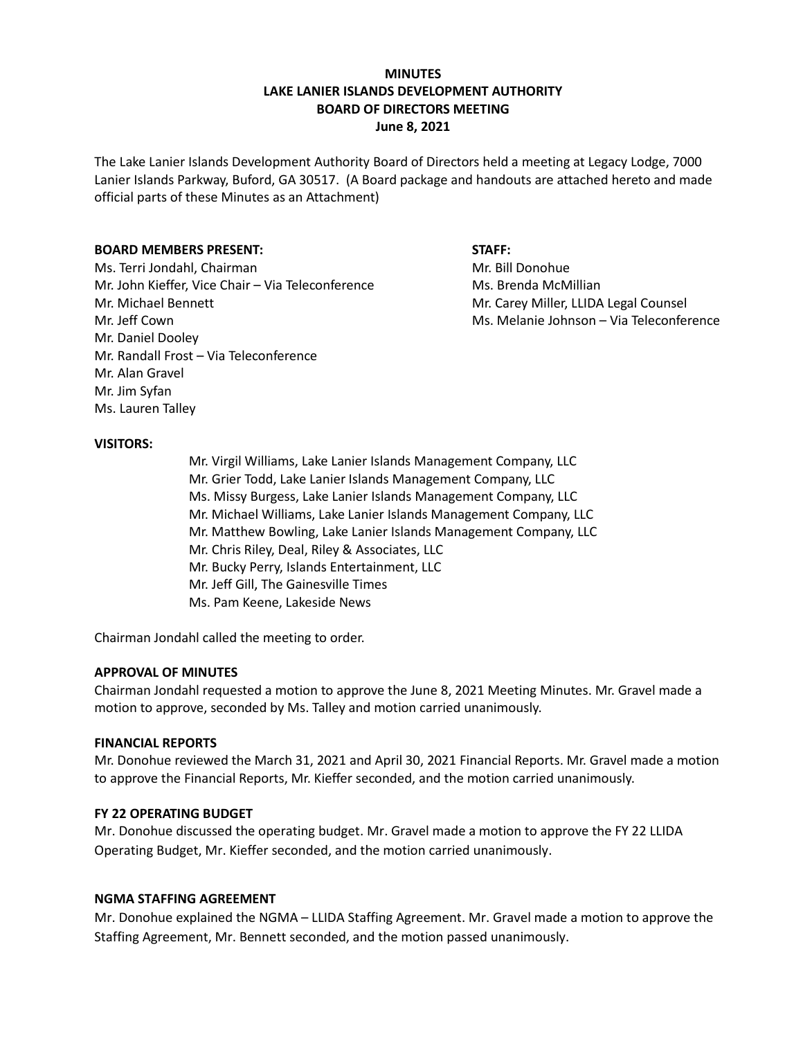# MINUTES
## LAKE LANIER ISLANDS DEVELOPMENT AUTHORITY
## BOARD OF DIRECTORS MEETING
## June 8, 2021

The Lake Lanier Islands Development Authority Board of Directors held a meeting at Legacy Lodge, 7000 Lanier Islands Parkway, Buford, GA 30517. (A Board package and handouts are attached hereto and made official parts of these Minutes as an Attachment)

**BOARD MEMBERS PRESENT:**

Ms. Terri Jondahl, Chairman
Mr. John Kieffer, Vice Chair – Via Teleconference
Mr. Michael Bennett
Mr. Jeff Cown
Mr. Daniel Dooley
Mr. Randall Frost – Via Teleconference
Mr. Alan Gravel
Mr. Jim Syfan
Ms. Lauren Talley

**STAFF:**

Mr. Bill Donohue
Ms. Brenda McMillian
Mr. Carey Miller, LLIDA Legal Counsel
Ms. Melanie Johnson – Via Teleconference

**VISITORS:**

Mr. Virgil Williams, Lake Lanier Islands Management Company, LLC
Mr. Grier Todd, Lake Lanier Islands Management Company, LLC
Ms. Missy Burgess, Lake Lanier Islands Management Company, LLC
Mr. Michael Williams, Lake Lanier Islands Management Company, LLC
Mr. Matthew Bowling, Lake Lanier Islands Management Company, LLC
Mr. Chris Riley, Deal, Riley & Associates, LLC
Mr. Bucky Perry, Islands Entertainment, LLC
Mr. Jeff Gill, The Gainesville Times
Ms. Pam Keene, Lakeside News

Chairman Jondahl called the meeting to order.

**APPROVAL OF MINUTES**

Chairman Jondahl requested a motion to approve the June 8, 2021 Meeting Minutes. Mr. Gravel made a motion to approve, seconded by Ms. Talley and motion carried unanimously.

**FINANCIAL REPORTS**

Mr. Donohue reviewed the March 31, 2021 and April 30, 2021 Financial Reports. Mr. Gravel made a motion to approve the Financial Reports, Mr. Kieffer seconded, and the motion carried unanimously.

**FY 22 OPERATING BUDGET**

Mr. Donohue discussed the operating budget. Mr. Gravel made a motion to approve the FY 22 LLIDA Operating Budget, Mr. Kieffer seconded, and the motion carried unanimously.

**NGMA STAFFING AGREEMENT**

Mr. Donohue explained the NGMA – LLIDA Staffing Agreement. Mr. Gravel made a motion to approve the Staffing Agreement, Mr. Bennett seconded, and the motion passed unanimously.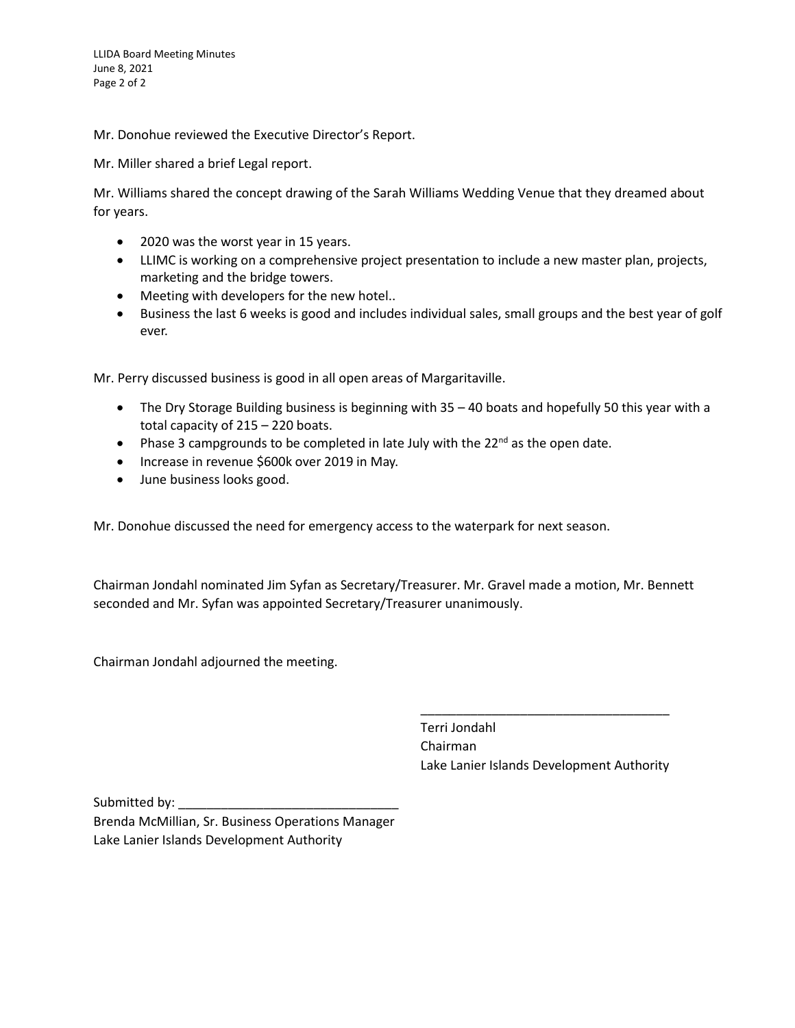Mr. Donohue reviewed the Executive Director's Report.

Mr. Miller shared a brief Legal report.

Mr. Williams shared the concept drawing of the Sarah Williams Wedding Venue that they dreamed about for years.

- 2020 was the worst year in 15 years.
- LLIMC is working on a comprehensive project presentation to include a new master plan, projects, marketing and the bridge towers.
- Meeting with developers for the new hotel..
- Business the last 6 weeks is good and includes individual sales, small groups and the best year of golf ever.

Mr. Perry discussed business is good in all open areas of Margaritaville.

- The Dry Storage Building business is beginning with 35 – 40 boats and hopefully 50 this year with a total capacity of 215 – 220 boats.
- Phase 3 campgrounds to be completed in late July with the 22nd as the open date.
- Increase in revenue $600k over 2019 in May.
- June business looks good.

Mr. Donohue discussed the need for emergency access to the waterpark for next season.

Chairman Jondahl nominated Jim Syfan as Secretary/Treasurer. Mr. Gravel made a motion, Mr. Bennett seconded and Mr. Syfan was appointed Secretary/Treasurer unanimously.

Chairman Jondahl adjourned the meeting.

\_\_\_\_\_\_\_\_\_\_\_\_\_\_\_\_\_\_\_\_\_\_\_\_\_\_\_\_\_\_\_\_\_\_\_\_
Terri Jondahl
Chairman
Lake Lanier Islands Development Authority

Submitted by: \_\_\_\_\_\_\_\_\_\_\_\_\_\_\_\_\_\_\_\_\_\_\_\_\_\_\_\_\_\_
Brenda McMillian, Sr. Business Operations Manager
Lake Lanier Islands Development Authority